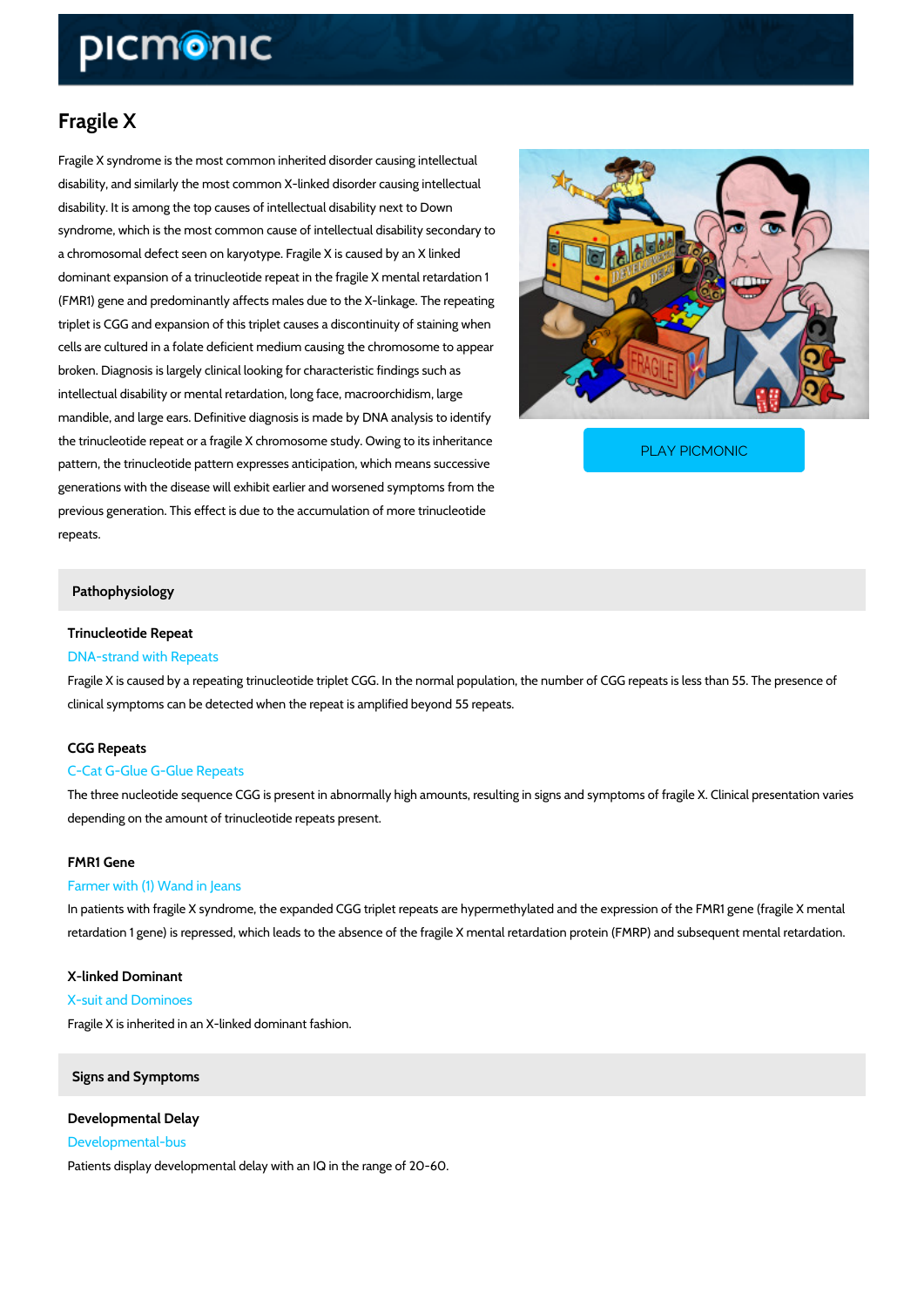# Fragile X

Fragile X syndrome is the most common inherited disorder causing intellectual disability, and similarly the most common X-linked disorder causing intellectual disability. It is among the top causes of intellectual disability next to Down syndrome, which is the most common cause of intellectual disability secondary to a chromosomal defect seen on karyotype. Fragile X is caused by an X linked dominant expansion of a trinucleotide repeat in the fragile X mental retardation 1 (FMR1) gene and predominantly affects males due to the X-linkage. The repeating triplet is CGG and expansion of this triplet causes a discontinuity of staining when cells are cultured in a folate deficient medium causing the chromosome to appear broken. Diagnosis is largely clinical looking for characteristic findings such as intellectual disability or mental retardation, long face, macroorchidism, large mandible, and large ears. Definitive diagnosis is made by DNA analysis to identify the trinucleotide repeat or a fragile X chromosome study. Owing to its inheritance pattern, the trinucleotide pattern expresses anticipation, which means successive generations with the disease will exhibit earlier and worsened symptoms from the previous generation. This effect is due to the accumulation of more trinucleotide repeats.

PLAY PICMONIC

## Pathophysiology

### Trinucleotide Repeat

DNA-strand with Repeats

Fragile X is caused by a repeating trinucleotide triplet CGG. In the normal population, the number of CGG repeats is less than 55. The presence of clinical symptoms can be detected when the repeat is amplified beyond 55 repeats.

### CGG Repeats

C-Cat G-Glue G-Glue Repeats

The three nucleotide sequence CGG is present in abnormally high amounts, resulting in signs and symptoms of fragile X. Clinical presentation varies depending on the amount of trinucleotide repeats present.

### FMR1 Gene

Farmer with (1) Wand in Jeans

In patients with fragile X syndrome, the expanded CGG triplet repeats are hypermethylated and the expression of the FMR1 gene (fragile X mental retardation 1 gene) is repressed, which leads to the absence of the fragile X mental retardation protein (FMRP) and subsequent mental retardation.

### X-linked Dominant

X-suit and Dominoes

Fragile X is inherited in an X-linked dominant fashion.

## Signs and Symptoms

### Developmental Delay

Developmental-bus

Patients display developmental delay with an IQ in the range of 20-60.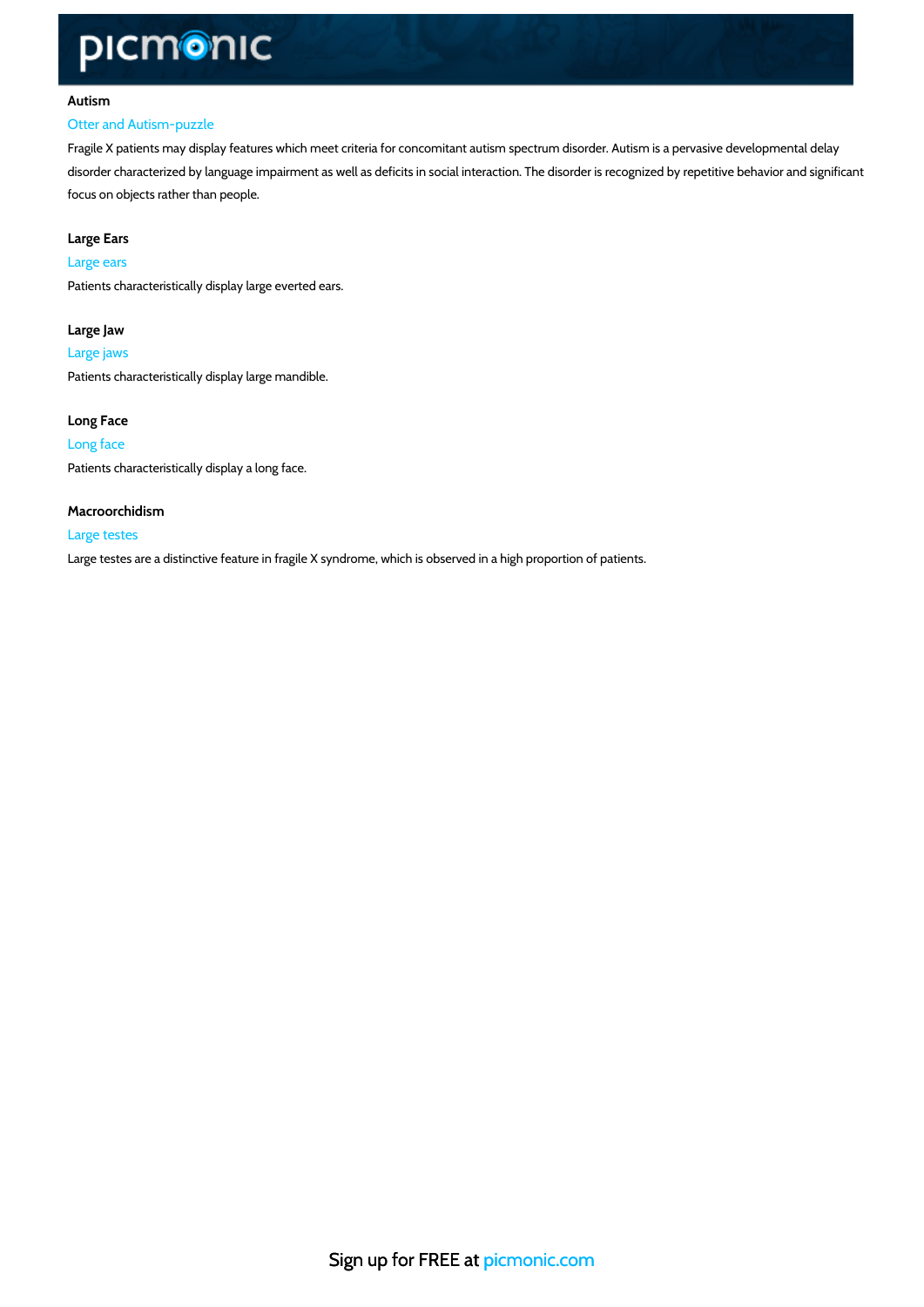### Autism

Otter and Autism-puzzle

Fragile X patients may display features which meet criteria for concomitant autism spectrum disorder. Autism is a pervasive developmental delay disorder characterized by language impairment as well as deficits in social interaction. The disorder is recognized by repetitive behavior and significant focus on objects rather than people.

### Large Ears

Large ears

Patients characteristically display large everted ears.

### Large Jaw

Large jaws

Patients characteristically display large mandible.

### Long Face

Long face

Patients characteristically display a long face.

### Macroorchidism

Large testes

Large testes are a distinctive feature in fragile X syndrome, which is observed in a high proportion of patients.